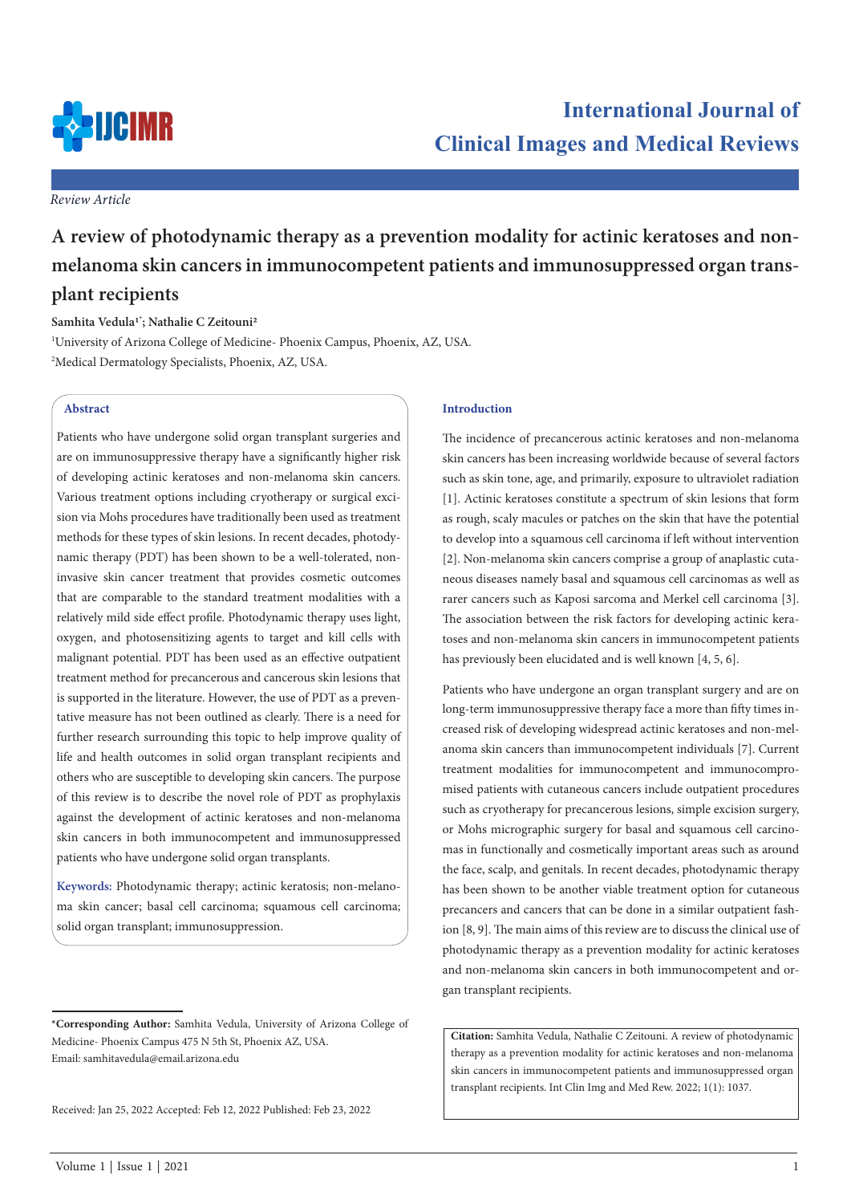*Review Article*

# A review of photodynamic therapy as a prevention modality for actinic keratoses and non-melanoma skin cancers in immunocompetent patients and immunosuppressed organ transplant recipients

**Samhita Vedula[1*]; Nathalie C Zeitouni[2]**

[1]University of Arizona College of Medicine- Phoenix Campus, Phoenix, AZ, USA.

[2]Medical Dermatology Specialists, Phoenix, AZ, USA.

## Abstract

Patients who have undergone solid organ transplant surgeries and are on immunosuppressive therapy have a significantly higher risk of developing actinic keratoses and non-melanoma skin cancers. Various treatment options including cryotherapy or surgical excision via Mohs procedures have traditionally been used as treatment methods for these types of skin lesions. In recent decades, photodynamic therapy (PDT) has been shown to be a well-tolerated, non-invasive skin cancer treatment that provides cosmetic outcomes that are comparable to the standard treatment modalities with a relatively mild side effect profile. Photodynamic therapy uses light, oxygen, and photosensitizing agents to target and kill cells with malignant potential. PDT has been used as an effective outpatient treatment method for precancerous and cancerous skin lesions that is supported in the literature. However, the use of PDT as a preventative measure has not been outlined as clearly. There is a need for further research surrounding this topic to help improve quality of life and health outcomes in solid organ transplant recipients and others who are susceptible to developing skin cancers. The purpose of this review is to describe the novel role of PDT as prophylaxis against the development of actinic keratoses and non-melanoma skin cancers in both immunocompetent and immunosuppressed patients who have undergone solid organ transplants.

**Keywords:** Photodynamic therapy; actinic keratosis; non-melanoma skin cancer; basal cell carcinoma; squamous cell carcinoma; solid organ transplant; immunosuppression.

**\*Corresponding Author:** Samhita Vedula, University of Arizona College of Medicine- Phoenix Campus 475 N 5th St, Phoenix AZ, USA.
Email: samhitavedula@email.arizona.edu

Received: Jan 25, 2022 Accepted: Feb 12, 2022 Published: Feb 23, 2022

## Introduction

The incidence of precancerous actinic keratoses and non-melanoma skin cancers has been increasing worldwide because of several factors such as skin tone, age, and primarily, exposure to ultraviolet radiation [1]. Actinic keratoses constitute a spectrum of skin lesions that form as rough, scaly macules or patches on the skin that have the potential to develop into a squamous cell carcinoma if left without intervention [2]. Non-melanoma skin cancers comprise a group of anaplastic cutaneous diseases namely basal and squamous cell carcinomas as well as rarer cancers such as Kaposi sarcoma and Merkel cell carcinoma [3]. The association between the risk factors for developing actinic keratoses and non-melanoma skin cancers in immunocompetent patients has previously been elucidated and is well known [4, 5, 6].

Patients who have undergone an organ transplant surgery and are on long-term immunosuppressive therapy face a more than fifty times increased risk of developing widespread actinic keratoses and non-melanoma skin cancers than immunocompetent individuals [7]. Current treatment modalities for immunocompetent and immunocompromised patients with cutaneous cancers include outpatient procedures such as cryotherapy for precancerous lesions, simple excision surgery, or Mohs micrographic surgery for basal and squamous cell carcinomas in functionally and cosmetically important areas such as around the face, scalp, and genitals. In recent decades, photodynamic therapy has been shown to be another viable treatment option for cutaneous precancers and cancers that can be done in a similar outpatient fashion [8, 9]. The main aims of this review are to discuss the clinical use of photodynamic therapy as a prevention modality for actinic keratoses and non-melanoma skin cancers in both immunocompetent and organ transplant recipients.

**Citation:** Samhita Vedula, Nathalie C Zeitouni. A review of photodynamic therapy as a prevention modality for actinic keratoses and non-melanoma skin cancers in immunocompetent patients and immunosuppressed organ transplant recipients. Int Clin Img and Med Rew. 2022; 1(1): 1037.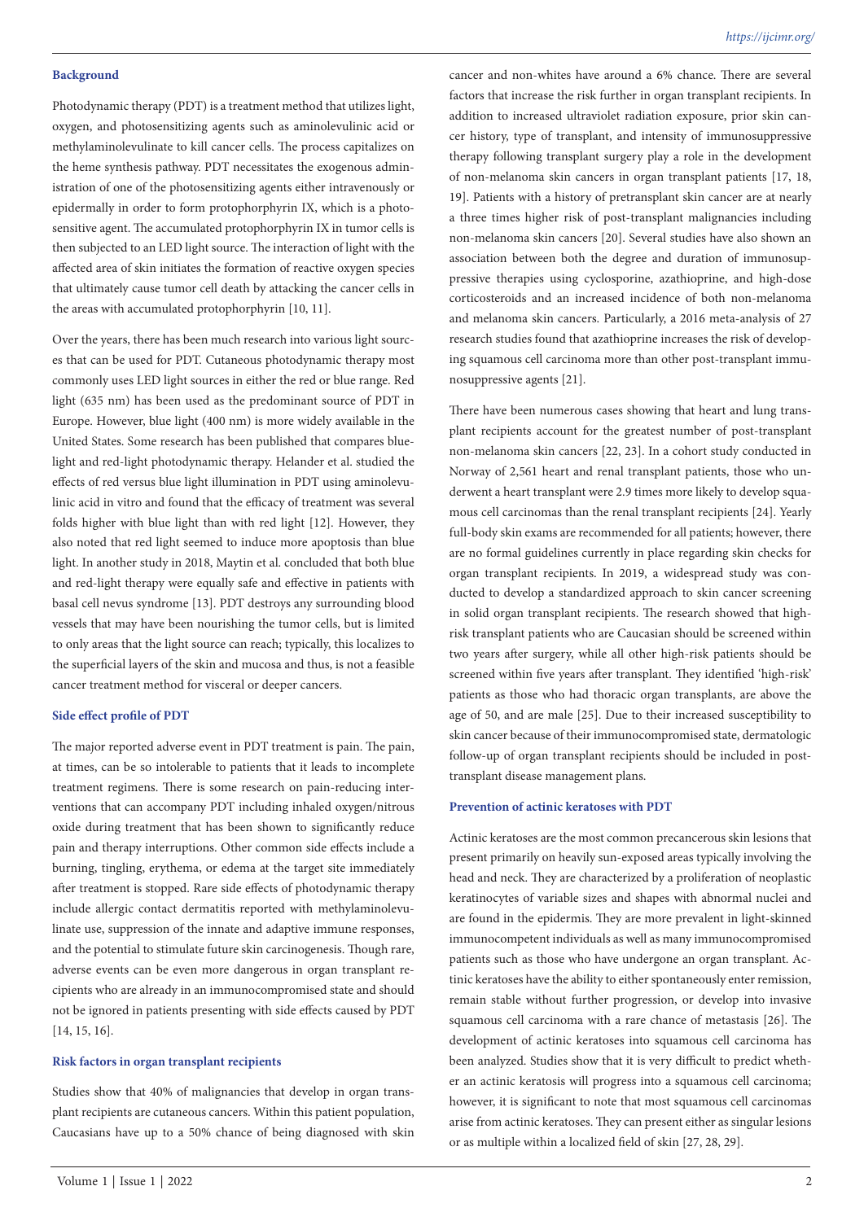### Background

Photodynamic therapy (PDT) is a treatment method that utilizes light, oxygen, and photosensitizing agents such as aminolevulinic acid or methylaminolevulinate to kill cancer cells. The process capitalizes on the heme synthesis pathway. PDT necessitates the exogenous administration of one of the photosensitizing agents either intravenously or epidermally in order to form protophorphyrin IX, which is a photosensitive agent. The accumulated protophorphyrin IX in tumor cells is then subjected to an LED light source. The interaction of light with the affected area of skin initiates the formation of reactive oxygen species that ultimately cause tumor cell death by attacking the cancer cells in the areas with accumulated protophorphyrin [10, 11].

Over the years, there has been much research into various light sources that can be used for PDT. Cutaneous photodynamic therapy most commonly uses LED light sources in either the red or blue range. Red light (635 nm) has been used as the predominant source of PDT in Europe. However, blue light (400 nm) is more widely available in the United States. Some research has been published that compares blue-light and red-light photodynamic therapy. Helander et al. studied the effects of red versus blue light illumination in PDT using aminolevulinic acid in vitro and found that the efficacy of treatment was several folds higher with blue light than with red light [12]. However, they also noted that red light seemed to induce more apoptosis than blue light. In another study in 2018, Maytin et al. concluded that both blue and red-light therapy were equally safe and effective in patients with basal cell nevus syndrome [13]. PDT destroys any surrounding blood vessels that may have been nourishing the tumor cells, but is limited to only areas that the light source can reach; typically, this localizes to the superficial layers of the skin and mucosa and thus, is not a feasible cancer treatment method for visceral or deeper cancers.

### Side effect profile of PDT

The major reported adverse event in PDT treatment is pain. The pain, at times, can be so intolerable to patients that it leads to incomplete treatment regimens. There is some research on pain-reducing interventions that can accompany PDT including inhaled oxygen/nitrous oxide during treatment that has been shown to significantly reduce pain and therapy interruptions. Other common side effects include a burning, tingling, erythema, or edema at the target site immediately after treatment is stopped. Rare side effects of photodynamic therapy include allergic contact dermatitis reported with methylaminolevulinate use, suppression of the innate and adaptive immune responses, and the potential to stimulate future skin carcinogenesis. Though rare, adverse events can be even more dangerous in organ transplant recipients who are already in an immunocompromised state and should not be ignored in patients presenting with side effects caused by PDT [14, 15, 16].

### Risk factors in organ transplant recipients

Studies show that 40% of malignancies that develop in organ transplant recipients are cutaneous cancers. Within this patient population, Caucasians have up to a 50% chance of being diagnosed with skin cancer and non-whites have around a 6% chance. There are several factors that increase the risk further in organ transplant recipients. In addition to increased ultraviolet radiation exposure, prior skin cancer history, type of transplant, and intensity of immunosuppressive therapy following transplant surgery play a role in the development of non-melanoma skin cancers in organ transplant patients [17, 18, 19]. Patients with a history of pretransplant skin cancer are at nearly a three times higher risk of post-transplant malignancies including non-melanoma skin cancers [20]. Several studies have also shown an association between both the degree and duration of immunosuppressive therapies using cyclosporine, azathioprine, and high-dose corticosteroids and an increased incidence of both non-melanoma and melanoma skin cancers. Particularly, a 2016 meta-analysis of 27 research studies found that azathioprine increases the risk of developing squamous cell carcinoma more than other post-transplant immunosuppressive agents [21].

There have been numerous cases showing that heart and lung transplant recipients account for the greatest number of post-transplant non-melanoma skin cancers [22, 23]. In a cohort study conducted in Norway of 2,561 heart and renal transplant patients, those who underwent a heart transplant were 2.9 times more likely to develop squamous cell carcinomas than the renal transplant recipients [24]. Yearly full-body skin exams are recommended for all patients; however, there are no formal guidelines currently in place regarding skin checks for organ transplant recipients. In 2019, a widespread study was conducted to develop a standardized approach to skin cancer screening in solid organ transplant recipients. The research showed that high-risk transplant patients who are Caucasian should be screened within two years after surgery, while all other high-risk patients should be screened within five years after transplant. They identified 'high-risk' patients as those who had thoracic organ transplants, are above the age of 50, and are male [25]. Due to their increased susceptibility to skin cancer because of their immunocompromised state, dermatologic follow-up of organ transplant recipients should be included in post-transplant disease management plans.

### Prevention of actinic keratoses with PDT

Actinic keratoses are the most common precancerous skin lesions that present primarily on heavily sun-exposed areas typically involving the head and neck. They are characterized by a proliferation of neoplastic keratinocytes of variable sizes and shapes with abnormal nuclei and are found in the epidermis. They are more prevalent in light-skinned immunocompetent individuals as well as many immunocompromised patients such as those who have undergone an organ transplant. Actinic keratoses have the ability to either spontaneously enter remission, remain stable without further progression, or develop into invasive squamous cell carcinoma with a rare chance of metastasis [26]. The development of actinic keratoses into squamous cell carcinoma has been analyzed. Studies show that it is very difficult to predict whether an actinic keratosis will progress into a squamous cell carcinoma; however, it is significant to note that most squamous cell carcinomas arise from actinic keratoses. They can present either as singular lesions or as multiple within a localized field of skin [27, 28, 29].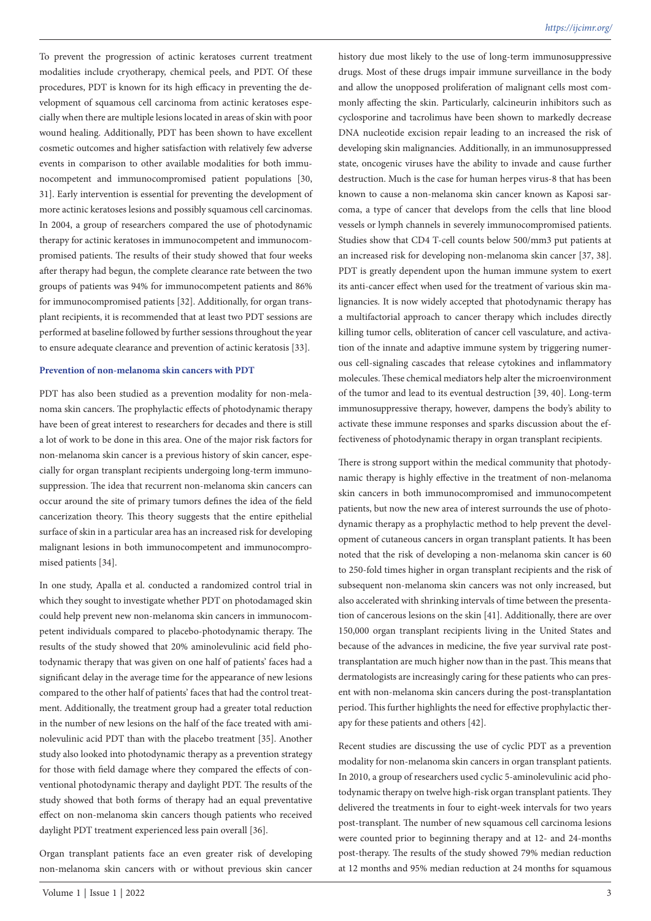To prevent the progression of actinic keratoses current treatment modalities include cryotherapy, chemical peels, and PDT. Of these procedures, PDT is known for its high efficacy in preventing the development of squamous cell carcinoma from actinic keratoses especially when there are multiple lesions located in areas of skin with poor wound healing. Additionally, PDT has been shown to have excellent cosmetic outcomes and higher satisfaction with relatively few adverse events in comparison to other available modalities for both immunocompetent and immunocompromised patient populations [30, 31]. Early intervention is essential for preventing the development of more actinic keratoses lesions and possibly squamous cell carcinomas. In 2004, a group of researchers compared the use of photodynamic therapy for actinic keratoses in immunocompetent and immunocompromised patients. The results of their study showed that four weeks after therapy had begun, the complete clearance rate between the two groups of patients was 94% for immunocompetent patients and 86% for immunocompromised patients [32]. Additionally, for organ transplant recipients, it is recommended that at least two PDT sessions are performed at baseline followed by further sessions throughout the year to ensure adequate clearance and prevention of actinic keratosis [33].

### Prevention of non-melanoma skin cancers with PDT

PDT has also been studied as a prevention modality for non-melanoma skin cancers. The prophylactic effects of photodynamic therapy have been of great interest to researchers for decades and there is still a lot of work to be done in this area. One of the major risk factors for non-melanoma skin cancer is a previous history of skin cancer, especially for organ transplant recipients undergoing long-term immunosuppression. The idea that recurrent non-melanoma skin cancers can occur around the site of primary tumors defines the idea of the field cancerization theory. This theory suggests that the entire epithelial surface of skin in a particular area has an increased risk for developing malignant lesions in both immunocompetent and immunocompromised patients [34].

In one study, Apalla et al. conducted a randomized control trial in which they sought to investigate whether PDT on photodamaged skin could help prevent new non-melanoma skin cancers in immunocompetent individuals compared to placebo-photodynamic therapy. The results of the study showed that 20% aminolevulinic acid field photodynamic therapy that was given on one half of patients' faces had a significant delay in the average time for the appearance of new lesions compared to the other half of patients' faces that had the control treatment. Additionally, the treatment group had a greater total reduction in the number of new lesions on the half of the face treated with aminolevulinic acid PDT than with the placebo treatment [35]. Another study also looked into photodynamic therapy as a prevention strategy for those with field damage where they compared the effects of conventional photodynamic therapy and daylight PDT. The results of the study showed that both forms of therapy had an equal preventative effect on non-melanoma skin cancers though patients who received daylight PDT treatment experienced less pain overall [36].

Organ transplant patients face an even greater risk of developing non-melanoma skin cancers with or without previous skin cancer history due most likely to the use of long-term immunosuppressive drugs. Most of these drugs impair immune surveillance in the body and allow the unopposed proliferation of malignant cells most commonly affecting the skin. Particularly, calcineurin inhibitors such as cyclosporine and tacrolimus have been shown to markedly decrease DNA nucleotide excision repair leading to an increased the risk of developing skin malignancies. Additionally, in an immunosuppressed state, oncogenic viruses have the ability to invade and cause further destruction. Much is the case for human herpes virus-8 that has been known to cause a non-melanoma skin cancer known as Kaposi sarcoma, a type of cancer that develops from the cells that line blood vessels or lymph channels in severely immunocompromised patients. Studies show that CD4 T-cell counts below 500/mm3 put patients at an increased risk for developing non-melanoma skin cancer [37, 38]. PDT is greatly dependent upon the human immune system to exert its anti-cancer effect when used for the treatment of various skin malignancies. It is now widely accepted that photodynamic therapy has a multifactorial approach to cancer therapy which includes directly killing tumor cells, obliteration of cancer cell vasculature, and activation of the innate and adaptive immune system by triggering numerous cell-signaling cascades that release cytokines and inflammatory molecules. These chemical mediators help alter the microenvironment of the tumor and lead to its eventual destruction [39, 40]. Long-term immunosuppressive therapy, however, dampens the body's ability to activate these immune responses and sparks discussion about the effectiveness of photodynamic therapy in organ transplant recipients.

There is strong support within the medical community that photodynamic therapy is highly effective in the treatment of non-melanoma skin cancers in both immunocompromised and immunocompetent patients, but now the new area of interest surrounds the use of photodynamic therapy as a prophylactic method to help prevent the development of cutaneous cancers in organ transplant patients. It has been noted that the risk of developing a non-melanoma skin cancer is 60 to 250-fold times higher in organ transplant recipients and the risk of subsequent non-melanoma skin cancers was not only increased, but also accelerated with shrinking intervals of time between the presentation of cancerous lesions on the skin [41]. Additionally, there are over 150,000 organ transplant recipients living in the United States and because of the advances in medicine, the five year survival rate post-transplantation are much higher now than in the past. This means that dermatologists are increasingly caring for these patients who can present with non-melanoma skin cancers during the post-transplantation period. This further highlights the need for effective prophylactic therapy for these patients and others [42].

Recent studies are discussing the use of cyclic PDT as a prevention modality for non-melanoma skin cancers in organ transplant patients. In 2010, a group of researchers used cyclic 5-aminolevulinic acid photodynamic therapy on twelve high-risk organ transplant patients. They delivered the treatments in four to eight-week intervals for two years post-transplant. The number of new squamous cell carcinoma lesions were counted prior to beginning therapy and at 12- and 24-months post-therapy. The results of the study showed 79% median reduction at 12 months and 95% median reduction at 24 months for squamous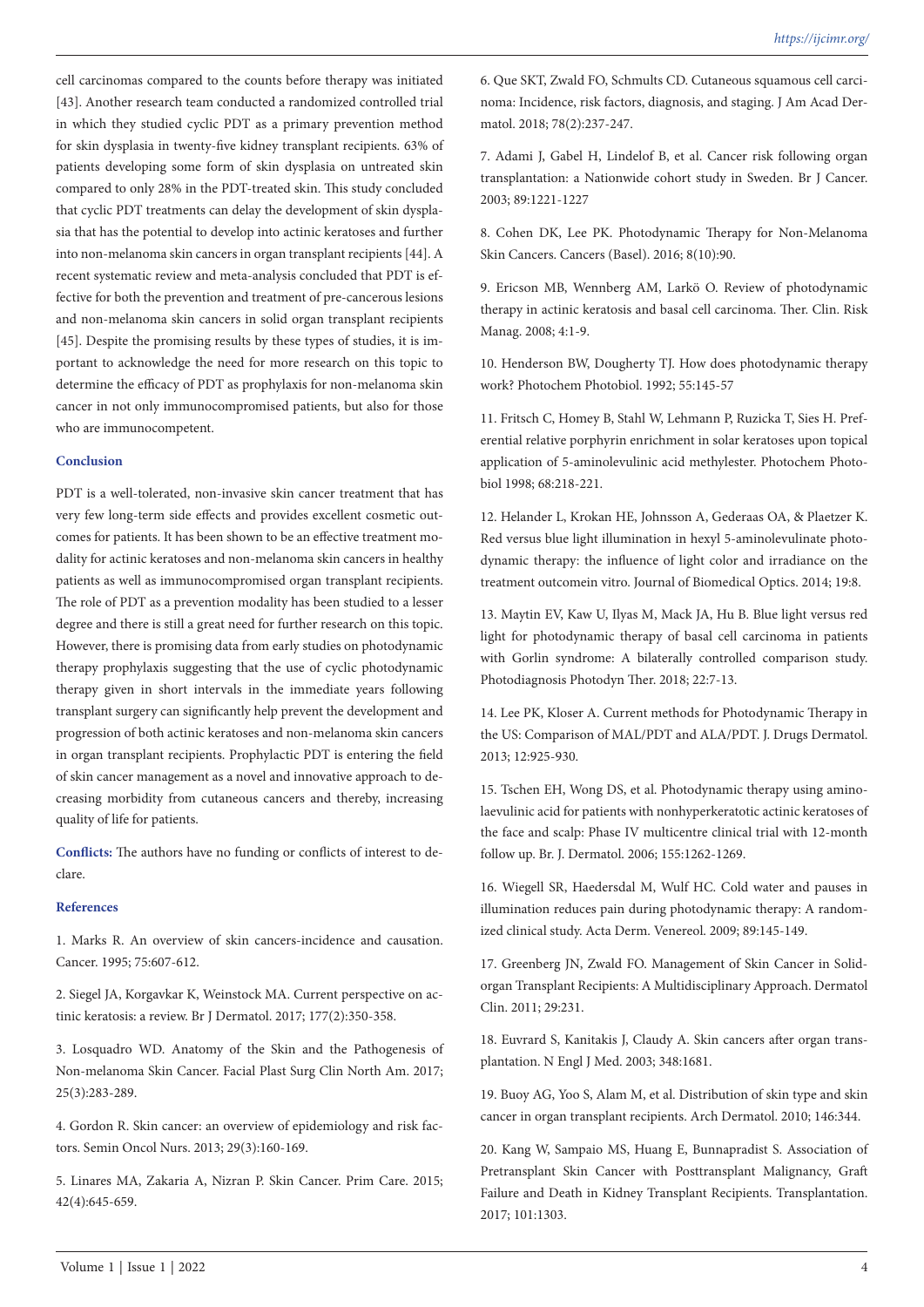cell carcinomas compared to the counts before therapy was initiated [43]. Another research team conducted a randomized controlled trial in which they studied cyclic PDT as a primary prevention method for skin dysplasia in twenty-five kidney transplant recipients. 63% of patients developing some form of skin dysplasia on untreated skin compared to only 28% in the PDT-treated skin. This study concluded that cyclic PDT treatments can delay the development of skin dysplasia that has the potential to develop into actinic keratoses and further into non-melanoma skin cancers in organ transplant recipients [44]. A recent systematic review and meta-analysis concluded that PDT is effective for both the prevention and treatment of pre-cancerous lesions and non-melanoma skin cancers in solid organ transplant recipients [45]. Despite the promising results by these types of studies, it is important to acknowledge the need for more research on this topic to determine the efficacy of PDT as prophylaxis for non-melanoma skin cancer in not only immunocompromised patients, but also for those who are immunocompetent.

## Conclusion

PDT is a well-tolerated, non-invasive skin cancer treatment that has very few long-term side effects and provides excellent cosmetic outcomes for patients. It has been shown to be an effective treatment modality for actinic keratoses and non-melanoma skin cancers in healthy patients as well as immunocompromised organ transplant recipients. The role of PDT as a prevention modality has been studied to a lesser degree and there is still a great need for further research on this topic. However, there is promising data from early studies on photodynamic therapy prophylaxis suggesting that the use of cyclic photodynamic therapy given in short intervals in the immediate years following transplant surgery can significantly help prevent the development and progression of both actinic keratoses and non-melanoma skin cancers in organ transplant recipients. Prophylactic PDT is entering the field of skin cancer management as a novel and innovative approach to decreasing morbidity from cutaneous cancers and thereby, increasing quality of life for patients.

**Conflicts:** The authors have no funding or conflicts of interest to declare.

## References

1. Marks R. An overview of skin cancers-incidence and causation. Cancer. 1995; 75:607-612.

2. Siegel JA, Korgavkar K, Weinstock MA. Current perspective on actinic keratosis: a review. Br J Dermatol. 2017; 177(2):350-358.

3. Losquadro WD. Anatomy of the Skin and the Pathogenesis of Non-melanoma Skin Cancer. Facial Plast Surg Clin North Am. 2017; 25(3):283-289.

4. Gordon R. Skin cancer: an overview of epidemiology and risk factors. Semin Oncol Nurs. 2013; 29(3):160-169.

5. Linares MA, Zakaria A, Nizran P. Skin Cancer. Prim Care. 2015; 42(4):645-659.

6. Que SKT, Zwald FO, Schmults CD. Cutaneous squamous cell carcinoma: Incidence, risk factors, diagnosis, and staging. J Am Acad Dermatol. 2018; 78(2):237-247.

7. Adami J, Gabel H, Lindelof B, et al. Cancer risk following organ transplantation: a Nationwide cohort study in Sweden. Br J Cancer. 2003; 89:1221-1227

8. Cohen DK, Lee PK. Photodynamic Therapy for Non-Melanoma Skin Cancers. Cancers (Basel). 2016; 8(10):90.

9. Ericson MB, Wennberg AM, Larkö O. Review of photodynamic therapy in actinic keratosis and basal cell carcinoma. Ther. Clin. Risk Manag. 2008; 4:1-9.

10. Henderson BW, Dougherty TJ. How does photodynamic therapy work? Photochem Photobiol. 1992; 55:145-57

11. Fritsch C, Homey B, Stahl W, Lehmann P, Ruzicka T, Sies H. Preferential relative porphyrin enrichment in solar keratoses upon topical application of 5-aminolevulinic acid methylester. Photochem Photobiol 1998; 68:218-221.

12. Helander L, Krokan HE, Johnsson A, Gederaas OA, & Plaetzer K. Red versus blue light illumination in hexyl 5-aminolevulinate photodynamic therapy: the influence of light color and irradiance on the treatment outcomein vitro. Journal of Biomedical Optics. 2014; 19:8.

13. Maytin EV, Kaw U, Ilyas M, Mack JA, Hu B. Blue light versus red light for photodynamic therapy of basal cell carcinoma in patients with Gorlin syndrome: A bilaterally controlled comparison study. Photodiagnosis Photodyn Ther. 2018; 22:7-13.

14. Lee PK, Kloser A. Current methods for Photodynamic Therapy in the US: Comparison of MAL/PDT and ALA/PDT. J. Drugs Dermatol. 2013; 12:925-930.

15. Tschen EH, Wong DS, et al. Photodynamic therapy using aminolaevulinic acid for patients with nonhyperkeratotic actinic keratoses of the face and scalp: Phase IV multicentre clinical trial with 12-month follow up. Br. J. Dermatol. 2006; 155:1262-1269.

16. Wiegell SR, Haedersdal M, Wulf HC. Cold water and pauses in illumination reduces pain during photodynamic therapy: A randomized clinical study. Acta Derm. Venereol. 2009; 89:145-149.

17. Greenberg JN, Zwald FO. Management of Skin Cancer in Solid-organ Transplant Recipients: A Multidisciplinary Approach. Dermatol Clin. 2011; 29:231.

18. Euvrard S, Kanitakis J, Claudy A. Skin cancers after organ transplantation. N Engl J Med. 2003; 348:1681.

19. Buoy AG, Yoo S, Alam M, et al. Distribution of skin type and skin cancer in organ transplant recipients. Arch Dermatol. 2010; 146:344.

20. Kang W, Sampaio MS, Huang E, Bunnapradist S. Association of Pretransplant Skin Cancer with Posttransplant Malignancy, Graft Failure and Death in Kidney Transplant Recipients. Transplantation. 2017; 101:1303.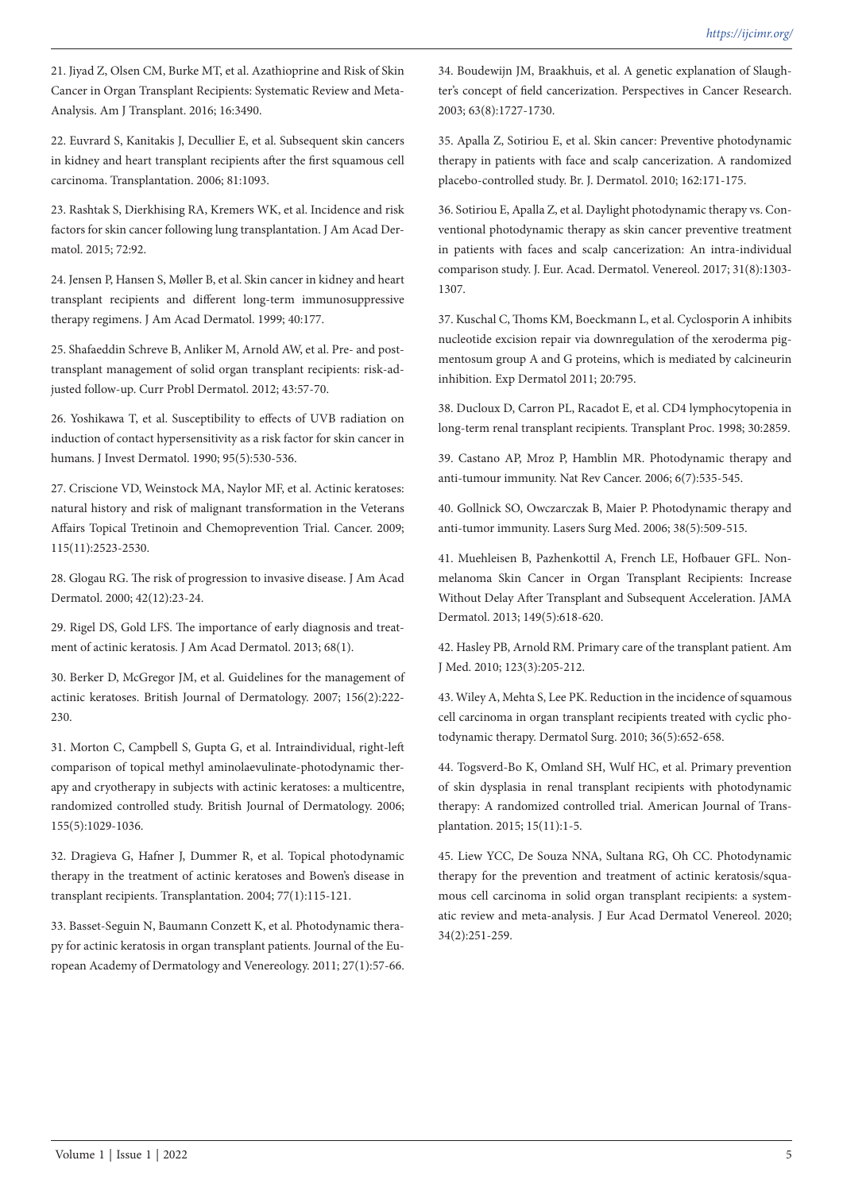21. Jiyad Z, Olsen CM, Burke MT, et al. Azathioprine and Risk of Skin Cancer in Organ Transplant Recipients: Systematic Review and Meta-Analysis. Am J Transplant. 2016; 16:3490.

22. Euvrard S, Kanitakis J, Decullier E, et al. Subsequent skin cancers in kidney and heart transplant recipients after the first squamous cell carcinoma. Transplantation. 2006; 81:1093.

23. Rashtak S, Dierkhising RA, Kremers WK, et al. Incidence and risk factors for skin cancer following lung transplantation. J Am Acad Dermatol. 2015; 72:92.

24. Jensen P, Hansen S, Møller B, et al. Skin cancer in kidney and heart transplant recipients and different long-term immunosuppressive therapy regimens. J Am Acad Dermatol. 1999; 40:177.

25. Shafaeddin Schreve B, Anliker M, Arnold AW, et al. Pre- and post-transplant management of solid organ transplant recipients: risk-adjusted follow-up. Curr Probl Dermatol. 2012; 43:57-70.

26. Yoshikawa T, et al. Susceptibility to effects of UVB radiation on induction of contact hypersensitivity as a risk factor for skin cancer in humans. J Invest Dermatol. 1990; 95(5):530-536.

27. Criscione VD, Weinstock MA, Naylor MF, et al. Actinic keratoses: natural history and risk of malignant transformation in the Veterans Affairs Topical Tretinoin and Chemoprevention Trial. Cancer. 2009; 115(11):2523-2530.

28. Glogau RG. The risk of progression to invasive disease. J Am Acad Dermatol. 2000; 42(12):23-24.

29. Rigel DS, Gold LFS. The importance of early diagnosis and treatment of actinic keratosis. J Am Acad Dermatol. 2013; 68(1).

30. Berker D, McGregor JM, et al. Guidelines for the management of actinic keratoses. British Journal of Dermatology. 2007; 156(2):222-230.

31. Morton C, Campbell S, Gupta G, et al. Intraindividual, right-left comparison of topical methyl aminolaevulinate-photodynamic therapy and cryotherapy in subjects with actinic keratoses: a multicentre, randomized controlled study. British Journal of Dermatology. 2006; 155(5):1029-1036.

32. Dragieva G, Hafner J, Dummer R, et al. Topical photodynamic therapy in the treatment of actinic keratoses and Bowen's disease in transplant recipients. Transplantation. 2004; 77(1):115-121.

33. Basset-Seguin N, Baumann Conzett K, et al. Photodynamic therapy for actinic keratosis in organ transplant patients. Journal of the European Academy of Dermatology and Venereology. 2011; 27(1):57-66.

34. Boudewijn JM, Braakhuis, et al. A genetic explanation of Slaughter's concept of field cancerization. Perspectives in Cancer Research. 2003; 63(8):1727-1730.

35. Apalla Z, Sotiriou E, et al. Skin cancer: Preventive photodynamic therapy in patients with face and scalp cancerization. A randomized placebo-controlled study. Br. J. Dermatol. 2010; 162:171-175.

36. Sotiriou E, Apalla Z, et al. Daylight photodynamic therapy vs. Conventional photodynamic therapy as skin cancer preventive treatment in patients with faces and scalp cancerization: An intra-individual comparison study. J. Eur. Acad. Dermatol. Venereol. 2017; 31(8):1303-1307.

37. Kuschal C, Thoms KM, Boeckmann L, et al. Cyclosporin A inhibits nucleotide excision repair via downregulation of the xeroderma pigmentosum group A and G proteins, which is mediated by calcineurin inhibition. Exp Dermatol 2011; 20:795.

38. Ducloux D, Carron PL, Racadot E, et al. CD4 lymphocytopenia in long-term renal transplant recipients. Transplant Proc. 1998; 30:2859.

39. Castano AP, Mroz P, Hamblin MR. Photodynamic therapy and anti-tumour immunity. Nat Rev Cancer. 2006; 6(7):535-545.

40. Gollnick SO, Owczarczak B, Maier P. Photodynamic therapy and anti-tumor immunity. Lasers Surg Med. 2006; 38(5):509-515.

41. Muehleisen B, Pazhenkottil A, French LE, Hofbauer GFL. Non-melanoma Skin Cancer in Organ Transplant Recipients: Increase Without Delay After Transplant and Subsequent Acceleration. JAMA Dermatol. 2013; 149(5):618-620.

42. Hasley PB, Arnold RM. Primary care of the transplant patient. Am J Med. 2010; 123(3):205-212.

43. Wiley A, Mehta S, Lee PK. Reduction in the incidence of squamous cell carcinoma in organ transplant recipients treated with cyclic photodynamic therapy. Dermatol Surg. 2010; 36(5):652-658.

44. Togsverd-Bo K, Omland SH, Wulf HC, et al. Primary prevention of skin dysplasia in renal transplant recipients with photodynamic therapy: A randomized controlled trial. American Journal of Transplantation. 2015; 15(11):1-5.

45. Liew YCC, De Souza NNA, Sultana RG, Oh CC. Photodynamic therapy for the prevention and treatment of actinic keratosis/squamous cell carcinoma in solid organ transplant recipients: a systematic review and meta-analysis. J Eur Acad Dermatol Venereol. 2020; 34(2):251-259.